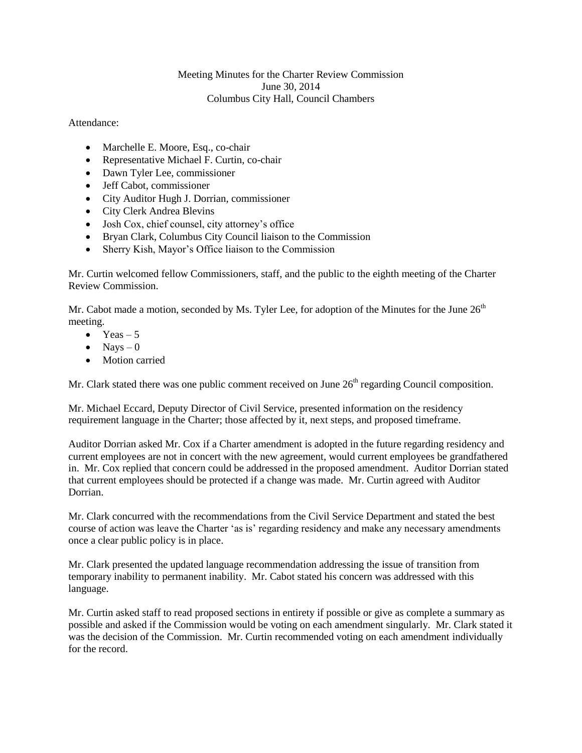Meeting Minutes for the Charter Review Commission
June 30, 2014
Columbus City Hall, Council Chambers

Attendance:

- Marchelle E. Moore, Esq., co-chair
- Representative Michael F. Curtin, co-chair
- Dawn Tyler Lee, commissioner
- Jeff Cabot, commissioner
- City Auditor Hugh J. Dorrian, commissioner
- City Clerk Andrea Blevins
- Josh Cox, chief counsel, city attorney's office
- Bryan Clark, Columbus City Council liaison to the Commission
- Sherry Kish, Mayor's Office liaison to the Commission

Mr. Curtin welcomed fellow Commissioners, staff, and the public to the eighth meeting of the Charter Review Commission.

Mr. Cabot made a motion, seconded by Ms. Tyler Lee, for adoption of the Minutes for the June 26th meeting.

- Yeas – 5
- Nays – 0
- Motion carried

Mr. Clark stated there was one public comment received on June 26th regarding Council composition.

Mr. Michael Eccard, Deputy Director of Civil Service, presented information on the residency requirement language in the Charter; those affected by it, next steps, and proposed timeframe.

Auditor Dorrian asked Mr. Cox if a Charter amendment is adopted in the future regarding residency and current employees are not in concert with the new agreement, would current employees be grandfathered in. Mr. Cox replied that concern could be addressed in the proposed amendment. Auditor Dorrian stated that current employees should be protected if a change was made. Mr. Curtin agreed with Auditor Dorrian.

Mr. Clark concurred with the recommendations from the Civil Service Department and stated the best course of action was leave the Charter 'as is' regarding residency and make any necessary amendments once a clear public policy is in place.

Mr. Clark presented the updated language recommendation addressing the issue of transition from temporary inability to permanent inability. Mr. Cabot stated his concern was addressed with this language.

Mr. Curtin asked staff to read proposed sections in entirety if possible or give as complete a summary as possible and asked if the Commission would be voting on each amendment singularly. Mr. Clark stated it was the decision of the Commission. Mr. Curtin recommended voting on each amendment individually for the record.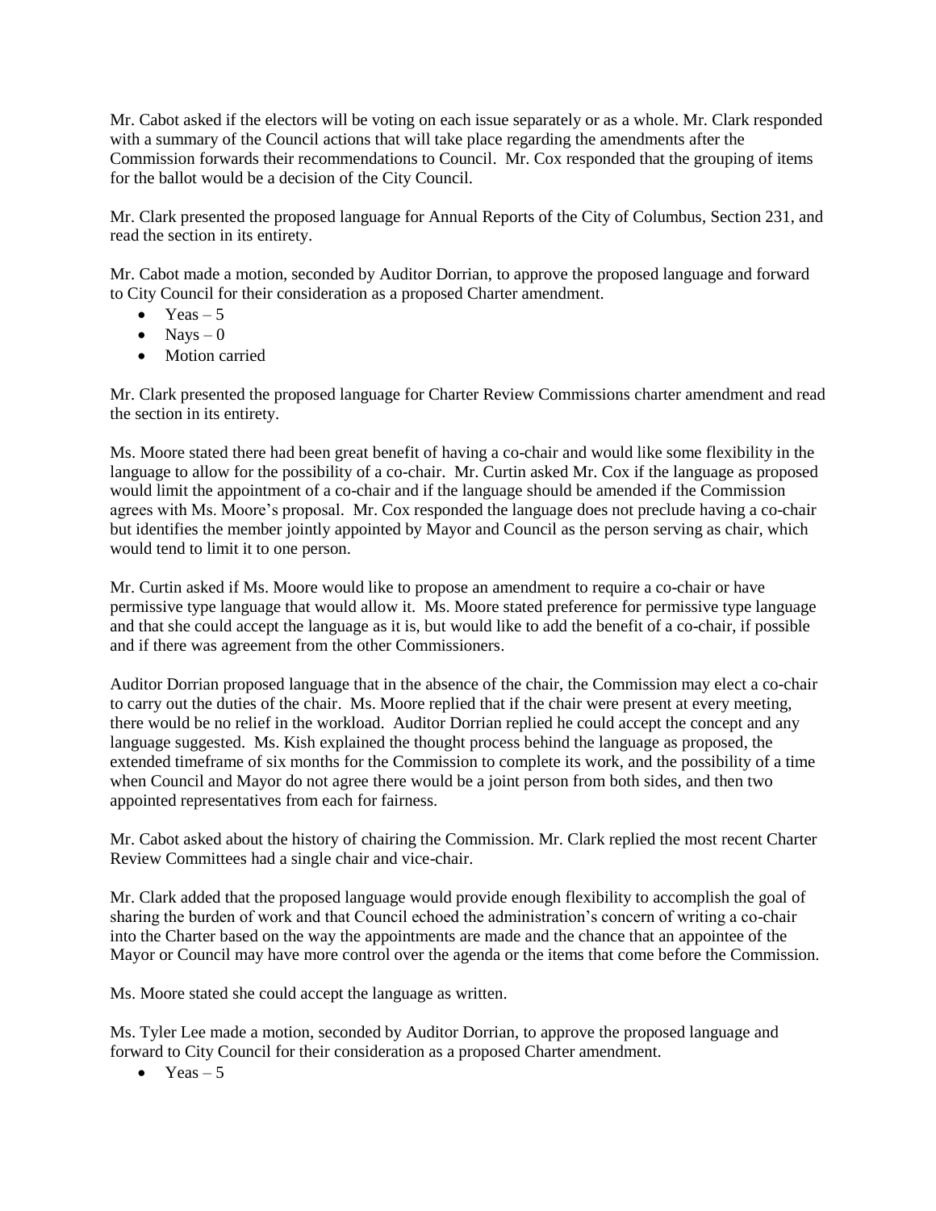Mr. Cabot asked if the electors will be voting on each issue separately or as a whole. Mr. Clark responded with a summary of the Council actions that will take place regarding the amendments after the Commission forwards their recommendations to Council. Mr. Cox responded that the grouping of items for the ballot would be a decision of the City Council.

Mr. Clark presented the proposed language for Annual Reports of the City of Columbus, Section 231, and read the section in its entirety.

Mr. Cabot made a motion, seconded by Auditor Dorrian, to approve the proposed language and forward to City Council for their consideration as a proposed Charter amendment.

- Yeas – 5
- Nays – 0
- Motion carried

Mr. Clark presented the proposed language for Charter Review Commissions charter amendment and read the section in its entirety.

Ms. Moore stated there had been great benefit of having a co-chair and would like some flexibility in the language to allow for the possibility of a co-chair. Mr. Curtin asked Mr. Cox if the language as proposed would limit the appointment of a co-chair and if the language should be amended if the Commission agrees with Ms. Moore's proposal. Mr. Cox responded the language does not preclude having a co-chair but identifies the member jointly appointed by Mayor and Council as the person serving as chair, which would tend to limit it to one person.

Mr. Curtin asked if Ms. Moore would like to propose an amendment to require a co-chair or have permissive type language that would allow it. Ms. Moore stated preference for permissive type language and that she could accept the language as it is, but would like to add the benefit of a co-chair, if possible and if there was agreement from the other Commissioners.

Auditor Dorrian proposed language that in the absence of the chair, the Commission may elect a co-chair to carry out the duties of the chair. Ms. Moore replied that if the chair were present at every meeting, there would be no relief in the workload. Auditor Dorrian replied he could accept the concept and any language suggested. Ms. Kish explained the thought process behind the language as proposed, the extended timeframe of six months for the Commission to complete its work, and the possibility of a time when Council and Mayor do not agree there would be a joint person from both sides, and then two appointed representatives from each for fairness.

Mr. Cabot asked about the history of chairing the Commission. Mr. Clark replied the most recent Charter Review Committees had a single chair and vice-chair.

Mr. Clark added that the proposed language would provide enough flexibility to accomplish the goal of sharing the burden of work and that Council echoed the administration's concern of writing a co-chair into the Charter based on the way the appointments are made and the chance that an appointee of the Mayor or Council may have more control over the agenda or the items that come before the Commission.

Ms. Moore stated she could accept the language as written.

Ms. Tyler Lee made a motion, seconded by Auditor Dorrian, to approve the proposed language and forward to City Council for their consideration as a proposed Charter amendment.

- Yeas – 5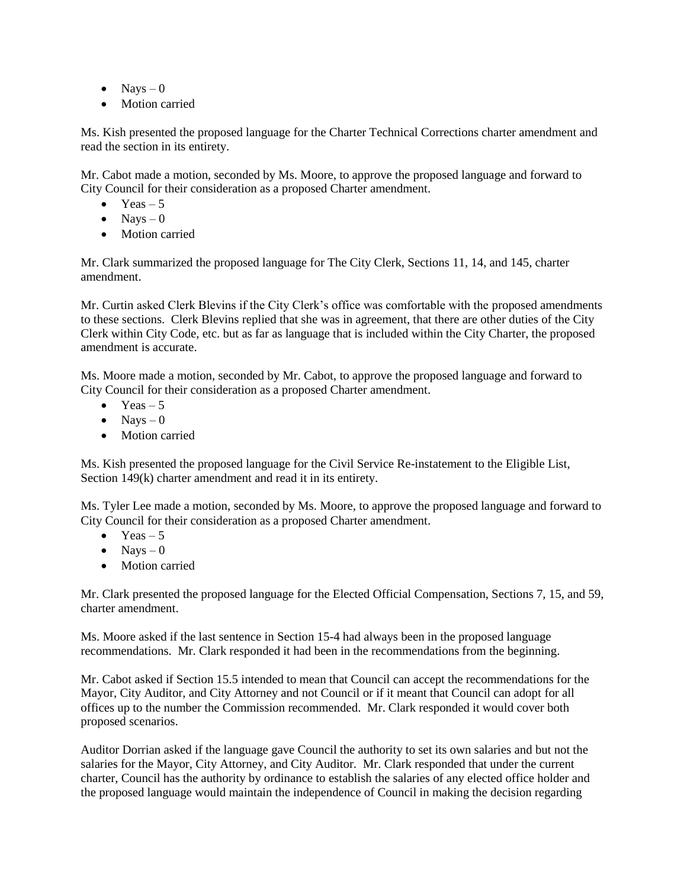- Nays – 0
- Motion carried

Ms. Kish presented the proposed language for the Charter Technical Corrections charter amendment and read the section in its entirety.

Mr. Cabot made a motion, seconded by Ms. Moore, to approve the proposed language and forward to City Council for their consideration as a proposed Charter amendment.

- Yeas – 5
- Nays – 0
- Motion carried

Mr. Clark summarized the proposed language for The City Clerk, Sections 11, 14, and 145, charter amendment.

Mr. Curtin asked Clerk Blevins if the City Clerk's office was comfortable with the proposed amendments to these sections. Clerk Blevins replied that she was in agreement, that there are other duties of the City Clerk within City Code, etc. but as far as language that is included within the City Charter, the proposed amendment is accurate.

Ms. Moore made a motion, seconded by Mr. Cabot, to approve the proposed language and forward to City Council for their consideration as a proposed Charter amendment.

- Yeas – 5
- Nays – 0
- Motion carried

Ms. Kish presented the proposed language for the Civil Service Re-instatement to the Eligible List, Section 149(k) charter amendment and read it in its entirety.

Ms. Tyler Lee made a motion, seconded by Ms. Moore, to approve the proposed language and forward to City Council for their consideration as a proposed Charter amendment.

- Yeas – 5
- Nays – 0
- Motion carried

Mr. Clark presented the proposed language for the Elected Official Compensation, Sections 7, 15, and 59, charter amendment.

Ms. Moore asked if the last sentence in Section 15-4 had always been in the proposed language recommendations. Mr. Clark responded it had been in the recommendations from the beginning.

Mr. Cabot asked if Section 15.5 intended to mean that Council can accept the recommendations for the Mayor, City Auditor, and City Attorney and not Council or if it meant that Council can adopt for all offices up to the number the Commission recommended. Mr. Clark responded it would cover both proposed scenarios.

Auditor Dorrian asked if the language gave Council the authority to set its own salaries and but not the salaries for the Mayor, City Attorney, and City Auditor. Mr. Clark responded that under the current charter, Council has the authority by ordinance to establish the salaries of any elected office holder and the proposed language would maintain the independence of Council in making the decision regarding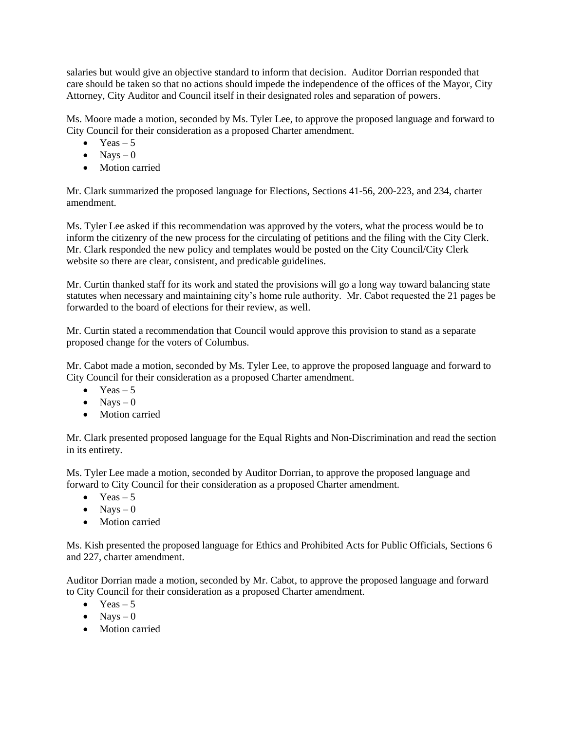salaries but would give an objective standard to inform that decision. Auditor Dorrian responded that care should be taken so that no actions should impede the independence of the offices of the Mayor, City Attorney, City Auditor and Council itself in their designated roles and separation of powers.

Ms. Moore made a motion, seconded by Ms. Tyler Lee, to approve the proposed language and forward to City Council for their consideration as a proposed Charter amendment.

- Yeas – 5
- Nays – 0
- Motion carried

Mr. Clark summarized the proposed language for Elections, Sections 41-56, 200-223, and 234, charter amendment.

Ms. Tyler Lee asked if this recommendation was approved by the voters, what the process would be to inform the citizenry of the new process for the circulating of petitions and the filing with the City Clerk. Mr. Clark responded the new policy and templates would be posted on the City Council/City Clerk website so there are clear, consistent, and predicable guidelines.

Mr. Curtin thanked staff for its work and stated the provisions will go a long way toward balancing state statutes when necessary and maintaining city's home rule authority. Mr. Cabot requested the 21 pages be forwarded to the board of elections for their review, as well.

Mr. Curtin stated a recommendation that Council would approve this provision to stand as a separate proposed change for the voters of Columbus.

Mr. Cabot made a motion, seconded by Ms. Tyler Lee, to approve the proposed language and forward to City Council for their consideration as a proposed Charter amendment.

- Yeas – 5
- Nays – 0
- Motion carried

Mr. Clark presented proposed language for the Equal Rights and Non-Discrimination and read the section in its entirety.

Ms. Tyler Lee made a motion, seconded by Auditor Dorrian, to approve the proposed language and forward to City Council for their consideration as a proposed Charter amendment.

- Yeas – 5
- Nays – 0
- Motion carried

Ms. Kish presented the proposed language for Ethics and Prohibited Acts for Public Officials, Sections 6 and 227, charter amendment.

Auditor Dorrian made a motion, seconded by Mr. Cabot, to approve the proposed language and forward to City Council for their consideration as a proposed Charter amendment.

- Yeas – 5
- Nays – 0
- Motion carried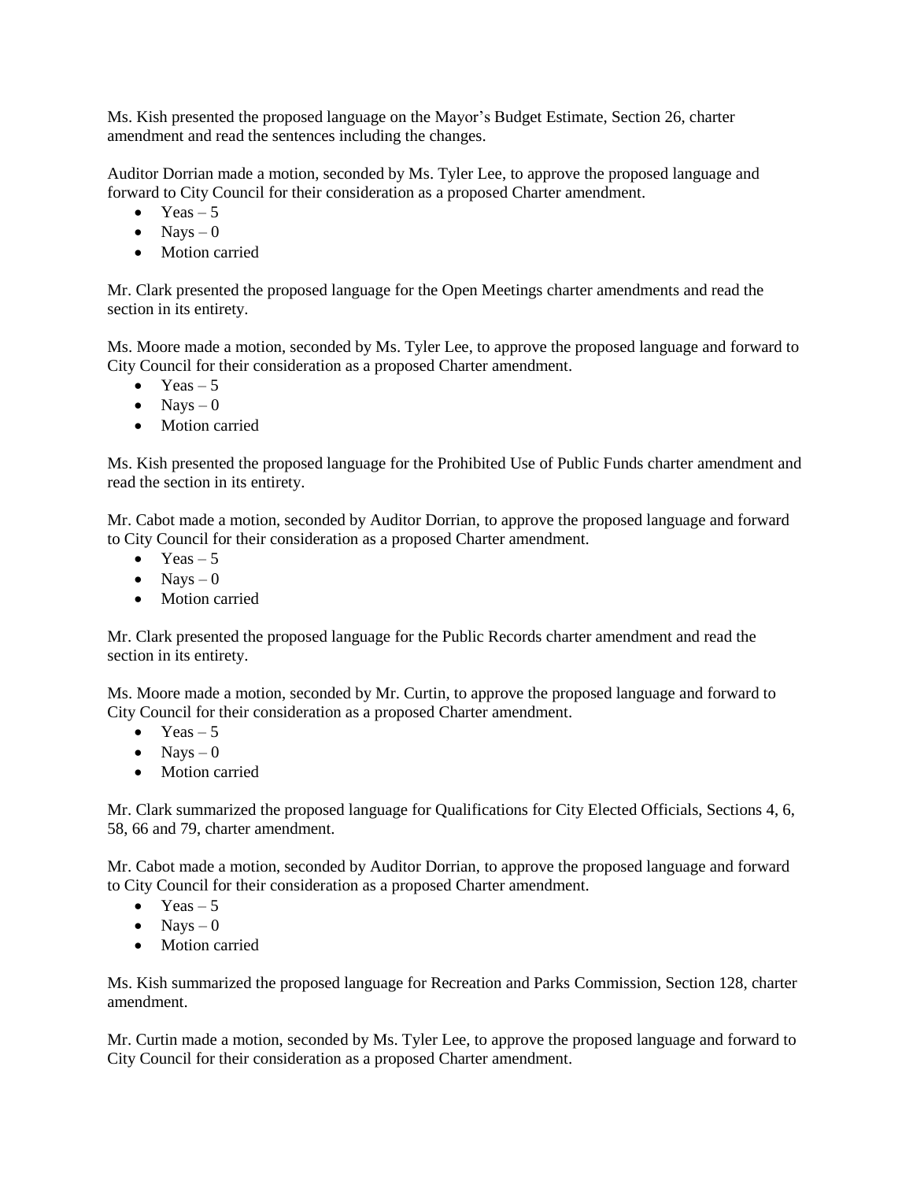Ms. Kish presented the proposed language on the Mayor's Budget Estimate, Section 26, charter amendment and read the sentences including the changes.

Auditor Dorrian made a motion, seconded by Ms. Tyler Lee, to approve the proposed language and forward to City Council for their consideration as a proposed Charter amendment.

- Yeas – 5
- Nays – 0
- Motion carried

Mr. Clark presented the proposed language for the Open Meetings charter amendments and read the section in its entirety.

Ms. Moore made a motion, seconded by Ms. Tyler Lee, to approve the proposed language and forward to City Council for their consideration as a proposed Charter amendment.

- Yeas – 5
- Nays – 0
- Motion carried

Ms. Kish presented the proposed language for the Prohibited Use of Public Funds charter amendment and read the section in its entirety.

Mr. Cabot made a motion, seconded by Auditor Dorrian, to approve the proposed language and forward to City Council for their consideration as a proposed Charter amendment.

- Yeas – 5
- Nays – 0
- Motion carried

Mr. Clark presented the proposed language for the Public Records charter amendment and read the section in its entirety.

Ms. Moore made a motion, seconded by Mr. Curtin, to approve the proposed language and forward to City Council for their consideration as a proposed Charter amendment.

- Yeas – 5
- Nays – 0
- Motion carried

Mr. Clark summarized the proposed language for Qualifications for City Elected Officials, Sections 4, 6, 58, 66 and 79, charter amendment.

Mr. Cabot made a motion, seconded by Auditor Dorrian, to approve the proposed language and forward to City Council for their consideration as a proposed Charter amendment.

- Yeas – 5
- Nays – 0
- Motion carried

Ms. Kish summarized the proposed language for Recreation and Parks Commission, Section 128, charter amendment.

Mr. Curtin made a motion, seconded by Ms. Tyler Lee, to approve the proposed language and forward to City Council for their consideration as a proposed Charter amendment.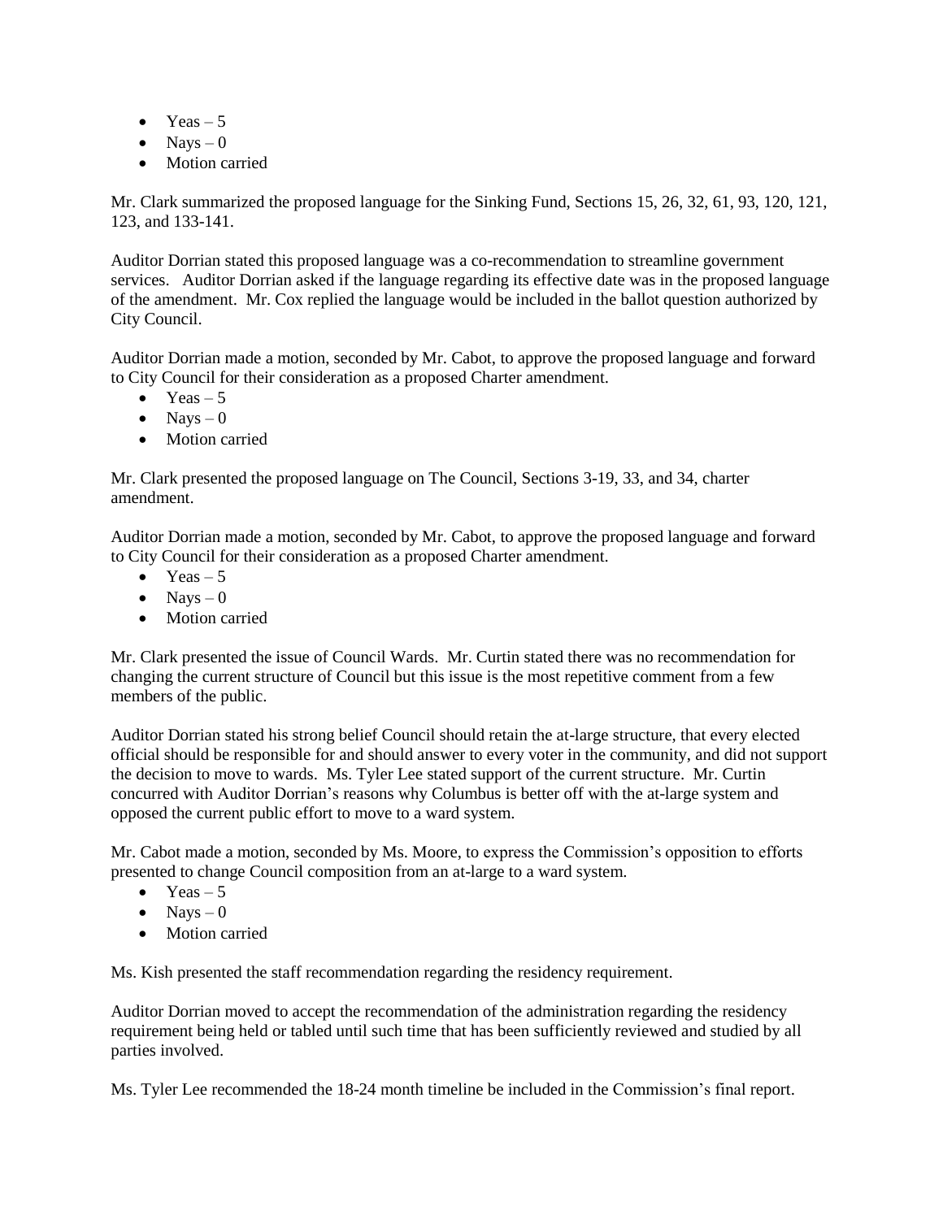- Yeas – 5
- Nays – 0
- Motion carried

Mr. Clark summarized the proposed language for the Sinking Fund, Sections 15, 26, 32, 61, 93, 120, 121, 123, and 133-141.

Auditor Dorrian stated this proposed language was a co-recommendation to streamline government services. Auditor Dorrian asked if the language regarding its effective date was in the proposed language of the amendment. Mr. Cox replied the language would be included in the ballot question authorized by City Council.

Auditor Dorrian made a motion, seconded by Mr. Cabot, to approve the proposed language and forward to City Council for their consideration as a proposed Charter amendment.

- Yeas – 5
- Nays – 0
- Motion carried

Mr. Clark presented the proposed language on The Council, Sections 3-19, 33, and 34, charter amendment.

Auditor Dorrian made a motion, seconded by Mr. Cabot, to approve the proposed language and forward to City Council for their consideration as a proposed Charter amendment.

- Yeas – 5
- Nays – 0
- Motion carried

Mr. Clark presented the issue of Council Wards. Mr. Curtin stated there was no recommendation for changing the current structure of Council but this issue is the most repetitive comment from a few members of the public.

Auditor Dorrian stated his strong belief Council should retain the at-large structure, that every elected official should be responsible for and should answer to every voter in the community, and did not support the decision to move to wards. Ms. Tyler Lee stated support of the current structure. Mr. Curtin concurred with Auditor Dorrian's reasons why Columbus is better off with the at-large system and opposed the current public effort to move to a ward system.

Mr. Cabot made a motion, seconded by Ms. Moore, to express the Commission's opposition to efforts presented to change Council composition from an at-large to a ward system.

- Yeas – 5
- Nays – 0
- Motion carried

Ms. Kish presented the staff recommendation regarding the residency requirement.

Auditor Dorrian moved to accept the recommendation of the administration regarding the residency requirement being held or tabled until such time that has been sufficiently reviewed and studied by all parties involved.

Ms. Tyler Lee recommended the 18-24 month timeline be included in the Commission's final report.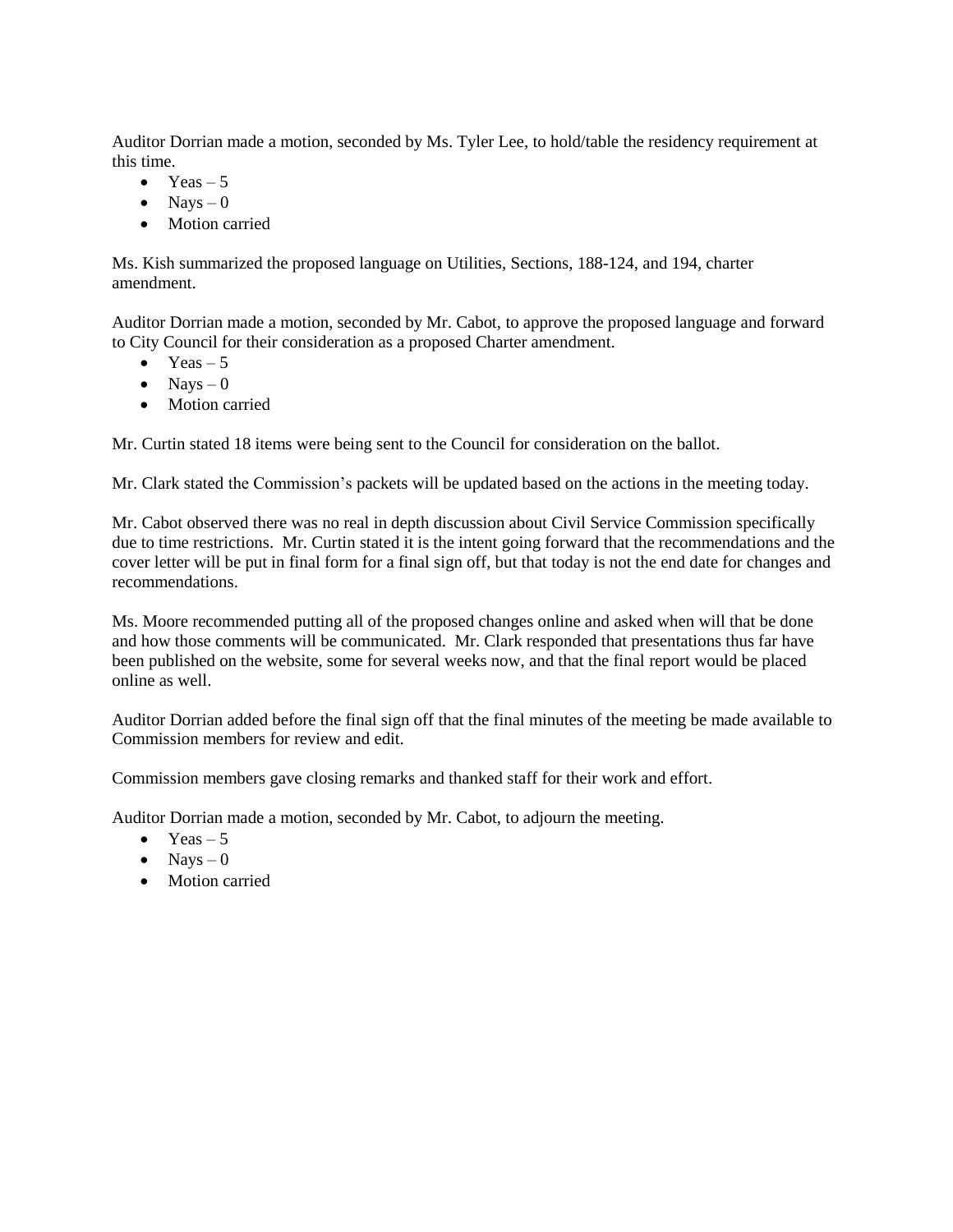Auditor Dorrian made a motion, seconded by Ms. Tyler Lee, to hold/table the residency requirement at this time.

- Yeas – 5
- Nays – 0
- Motion carried

Ms. Kish summarized the proposed language on Utilities, Sections, 188-124, and 194, charter amendment.

Auditor Dorrian made a motion, seconded by Mr. Cabot, to approve the proposed language and forward to City Council for their consideration as a proposed Charter amendment.

- Yeas – 5
- Nays – 0
- Motion carried

Mr. Curtin stated 18 items were being sent to the Council for consideration on the ballot.

Mr. Clark stated the Commission's packets will be updated based on the actions in the meeting today.

Mr. Cabot observed there was no real in depth discussion about Civil Service Commission specifically due to time restrictions. Mr. Curtin stated it is the intent going forward that the recommendations and the cover letter will be put in final form for a final sign off, but that today is not the end date for changes and recommendations.

Ms. Moore recommended putting all of the proposed changes online and asked when will that be done and how those comments will be communicated. Mr. Clark responded that presentations thus far have been published on the website, some for several weeks now, and that the final report would be placed online as well.

Auditor Dorrian added before the final sign off that the final minutes of the meeting be made available to Commission members for review and edit.

Commission members gave closing remarks and thanked staff for their work and effort.

Auditor Dorrian made a motion, seconded by Mr. Cabot, to adjourn the meeting.

- Yeas – 5
- Nays – 0
- Motion carried